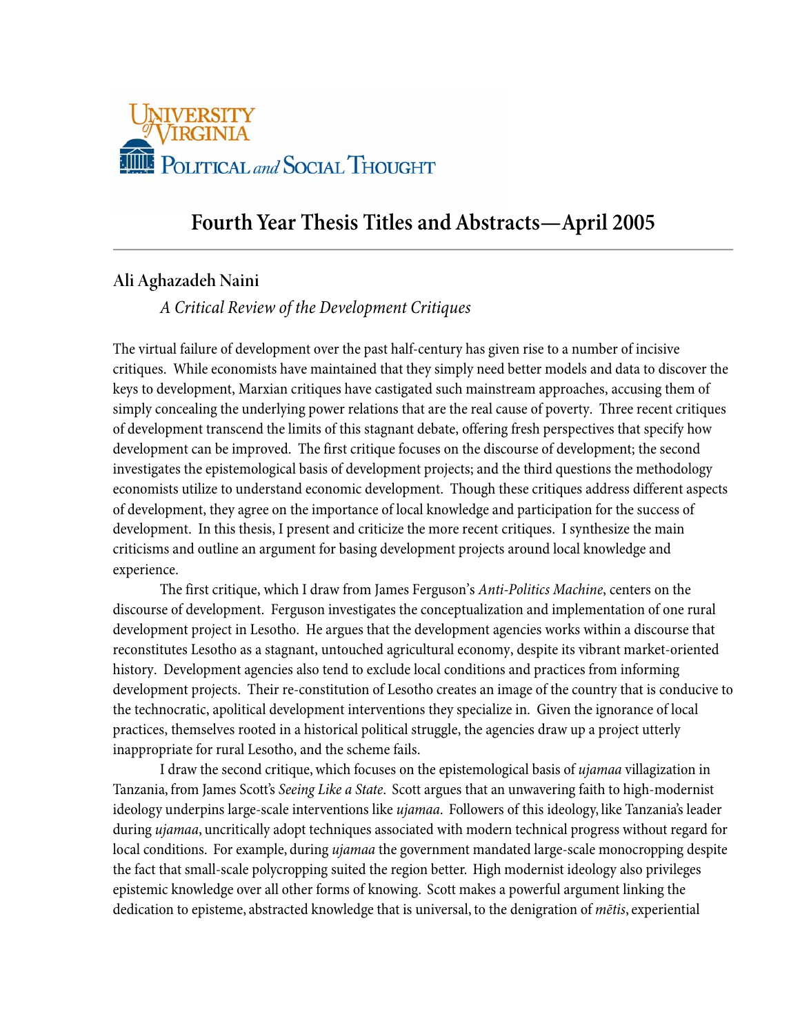University of Virginia
Political and Social Thought

# Fourth Year Thesis Titles and Abstracts—April 2005

## Ali Aghazadeh Naini

*A Critical Review of the Development Critiques*

The virtual failure of development over the past half-century has given rise to a number of incisive critiques. While economists have maintained that they simply need better models and data to discover the keys to development, Marxian critiques have castigated such mainstream approaches, accusing them of simply concealing the underlying power relations that are the real cause of poverty. Three recent critiques of development transcend the limits of this stagnant debate, offering fresh perspectives that specify how development can be improved. The first critique focuses on the discourse of development; the second investigates the epistemological basis of development projects; and the third questions the methodology economists utilize to understand economic development. Though these critiques address different aspects of development, they agree on the importance of local knowledge and participation for the success of development. In this thesis, I present and criticize the more recent critiques. I synthesize the main criticisms and outline an argument for basing development projects around local knowledge and experience.

The first critique, which I draw from James Ferguson's *Anti-Politics Machine*, centers on the discourse of development. Ferguson investigates the conceptualization and implementation of one rural development project in Lesotho. He argues that the development agencies works within a discourse that reconstitutes Lesotho as a stagnant, untouched agricultural economy, despite its vibrant market-oriented history. Development agencies also tend to exclude local conditions and practices from informing development projects. Their re-constitution of Lesotho creates an image of the country that is conducive to the technocratic, apolitical development interventions they specialize in. Given the ignorance of local practices, themselves rooted in a historical political struggle, the agencies draw up a project utterly inappropriate for rural Lesotho, and the scheme fails.

I draw the second critique, which focuses on the epistemological basis of *ujamaa* villagization in Tanzania, from James Scott's *Seeing Like a State*. Scott argues that an unwavering faith to high-modernist ideology underpins large-scale interventions like *ujamaa*. Followers of this ideology, like Tanzania's leader during *ujamaa*, uncritically adopt techniques associated with modern technical progress without regard for local conditions. For example, during *ujamaa* the government mandated large-scale monocropping despite the fact that small-scale polycropping suited the region better. High modernist ideology also privileges epistemic knowledge over all other forms of knowing. Scott makes a powerful argument linking the dedication to episteme, abstracted knowledge that is universal, to the denigration of *mētis*, experiential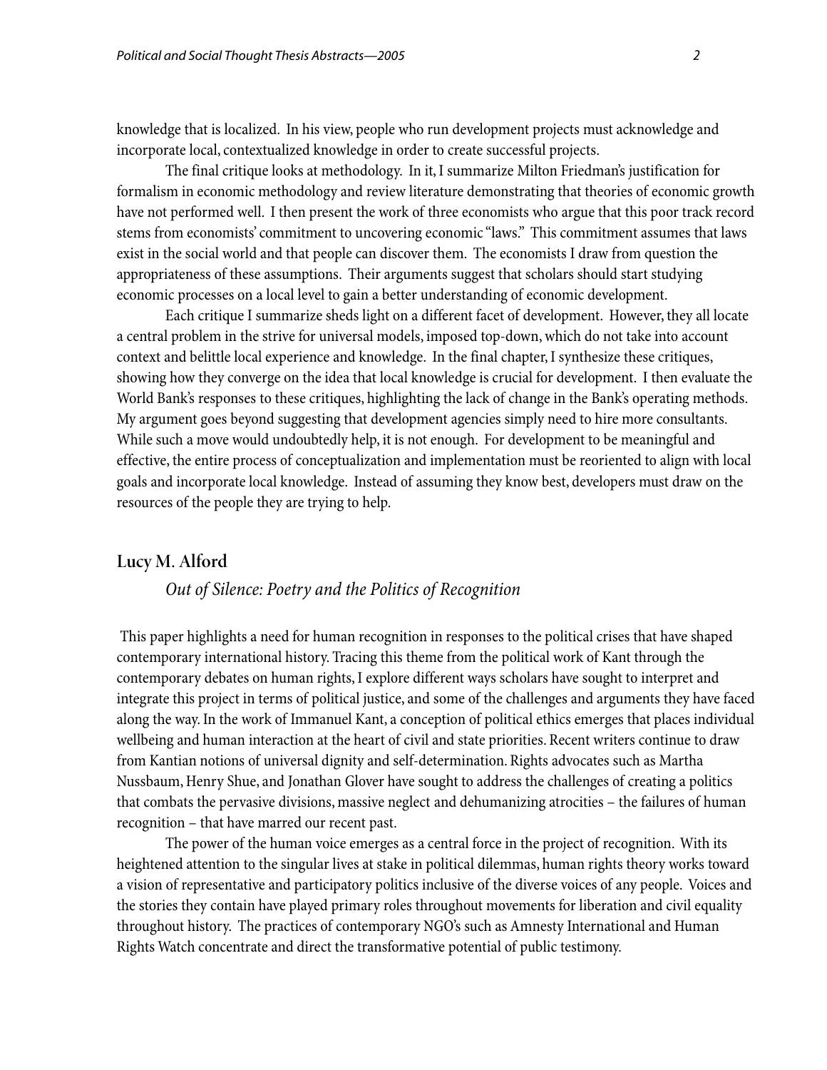knowledge that is localized. In his view, people who run development projects must acknowledge and incorporate local, contextualized knowledge in order to create successful projects.

The final critique looks at methodology. In it, I summarize Milton Friedman's justification for formalism in economic methodology and review literature demonstrating that theories of economic growth have not performed well. I then present the work of three economists who argue that this poor track record stems from economists' commitment to uncovering economic "laws." This commitment assumes that laws exist in the social world and that people can discover them. The economists I draw from question the appropriateness of these assumptions. Their arguments suggest that scholars should start studying economic processes on a local level to gain a better understanding of economic development.

Each critique I summarize sheds light on a different facet of development. However, they all locate a central problem in the strive for universal models, imposed top-down, which do not take into account context and belittle local experience and knowledge. In the final chapter, I synthesize these critiques, showing how they converge on the idea that local knowledge is crucial for development. I then evaluate the World Bank's responses to these critiques, highlighting the lack of change in the Bank's operating methods. My argument goes beyond suggesting that development agencies simply need to hire more consultants. While such a move would undoubtedly help, it is not enough. For development to be meaningful and effective, the entire process of conceptualization and implementation must be reoriented to align with local goals and incorporate local knowledge. Instead of assuming they know best, developers must draw on the resources of the people they are trying to help.

## Lucy M. Alford

### *Out of Silence: Poetry and the Politics of Recognition*

This paper highlights a need for human recognition in responses to the political crises that have shaped contemporary international history. Tracing this theme from the political work of Kant through the contemporary debates on human rights, I explore different ways scholars have sought to interpret and integrate this project in terms of political justice, and some of the challenges and arguments they have faced along the way. In the work of Immanuel Kant, a conception of political ethics emerges that places individual wellbeing and human interaction at the heart of civil and state priorities. Recent writers continue to draw from Kantian notions of universal dignity and self-determination. Rights advocates such as Martha Nussbaum, Henry Shue, and Jonathan Glover have sought to address the challenges of creating a politics that combats the pervasive divisions, massive neglect and dehumanizing atrocities – the failures of human recognition – that have marred our recent past.

The power of the human voice emerges as a central force in the project of recognition. With its heightened attention to the singular lives at stake in political dilemmas, human rights theory works toward a vision of representative and participatory politics inclusive of the diverse voices of any people. Voices and the stories they contain have played primary roles throughout movements for liberation and civil equality throughout history. The practices of contemporary NGO's such as Amnesty International and Human Rights Watch concentrate and direct the transformative potential of public testimony.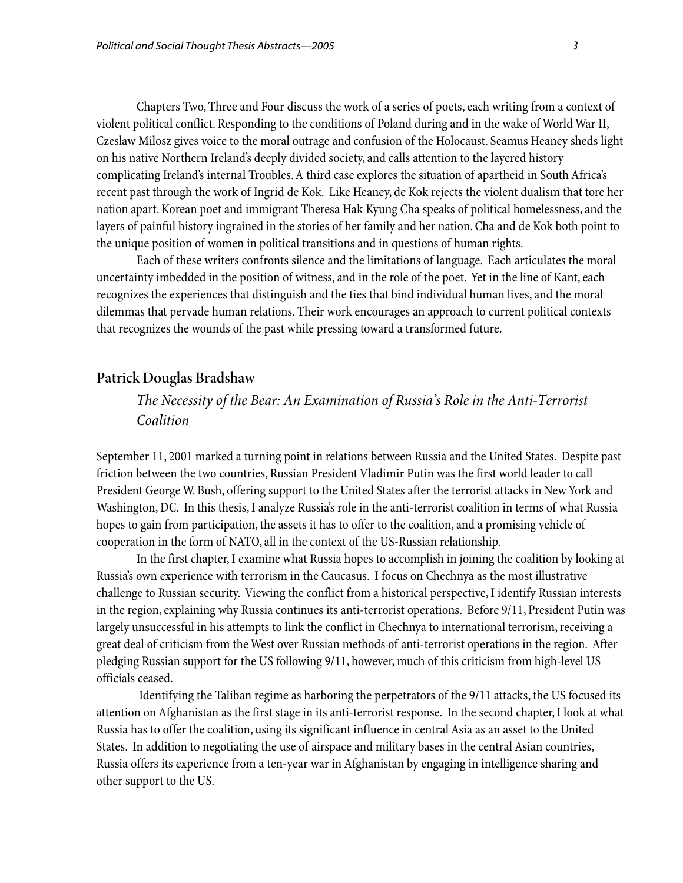Chapters Two, Three and Four discuss the work of a series of poets, each writing from a context of violent political conflict. Responding to the conditions of Poland during and in the wake of World War II, Czeslaw Milosz gives voice to the moral outrage and confusion of the Holocaust. Seamus Heaney sheds light on his native Northern Ireland's deeply divided society, and calls attention to the layered history complicating Ireland's internal Troubles. A third case explores the situation of apartheid in South Africa's recent past through the work of Ingrid de Kok. Like Heaney, de Kok rejects the violent dualism that tore her nation apart. Korean poet and immigrant Theresa Hak Kyung Cha speaks of political homelessness, and the layers of painful history ingrained in the stories of her family and her nation. Cha and de Kok both point to the unique position of women in political transitions and in questions of human rights.

Each of these writers confronts silence and the limitations of language. Each articulates the moral uncertainty imbedded in the position of witness, and in the role of the poet. Yet in the line of Kant, each recognizes the experiences that distinguish and the ties that bind individual human lives, and the moral dilemmas that pervade human relations. Their work encourages an approach to current political contexts that recognizes the wounds of the past while pressing toward a transformed future.

## Patrick Douglas Bradshaw

### *The Necessity of the Bear: An Examination of Russia's Role in the Anti-Terrorist Coalition*

September 11, 2001 marked a turning point in relations between Russia and the United States. Despite past friction between the two countries, Russian President Vladimir Putin was the first world leader to call President George W. Bush, offering support to the United States after the terrorist attacks in New York and Washington, DC. In this thesis, I analyze Russia's role in the anti-terrorist coalition in terms of what Russia hopes to gain from participation, the assets it has to offer to the coalition, and a promising vehicle of cooperation in the form of NATO, all in the context of the US-Russian relationship.

In the first chapter, I examine what Russia hopes to accomplish in joining the coalition by looking at Russia's own experience with terrorism in the Caucasus. I focus on Chechnya as the most illustrative challenge to Russian security. Viewing the conflict from a historical perspective, I identify Russian interests in the region, explaining why Russia continues its anti-terrorist operations. Before 9/11, President Putin was largely unsuccessful in his attempts to link the conflict in Chechnya to international terrorism, receiving a great deal of criticism from the West over Russian methods of anti-terrorist operations in the region. After pledging Russian support for the US following 9/11, however, much of this criticism from high-level US officials ceased.

Identifying the Taliban regime as harboring the perpetrators of the 9/11 attacks, the US focused its attention on Afghanistan as the first stage in its anti-terrorist response. In the second chapter, I look at what Russia has to offer the coalition, using its significant influence in central Asia as an asset to the United States. In addition to negotiating the use of airspace and military bases in the central Asian countries, Russia offers its experience from a ten-year war in Afghanistan by engaging in intelligence sharing and other support to the US.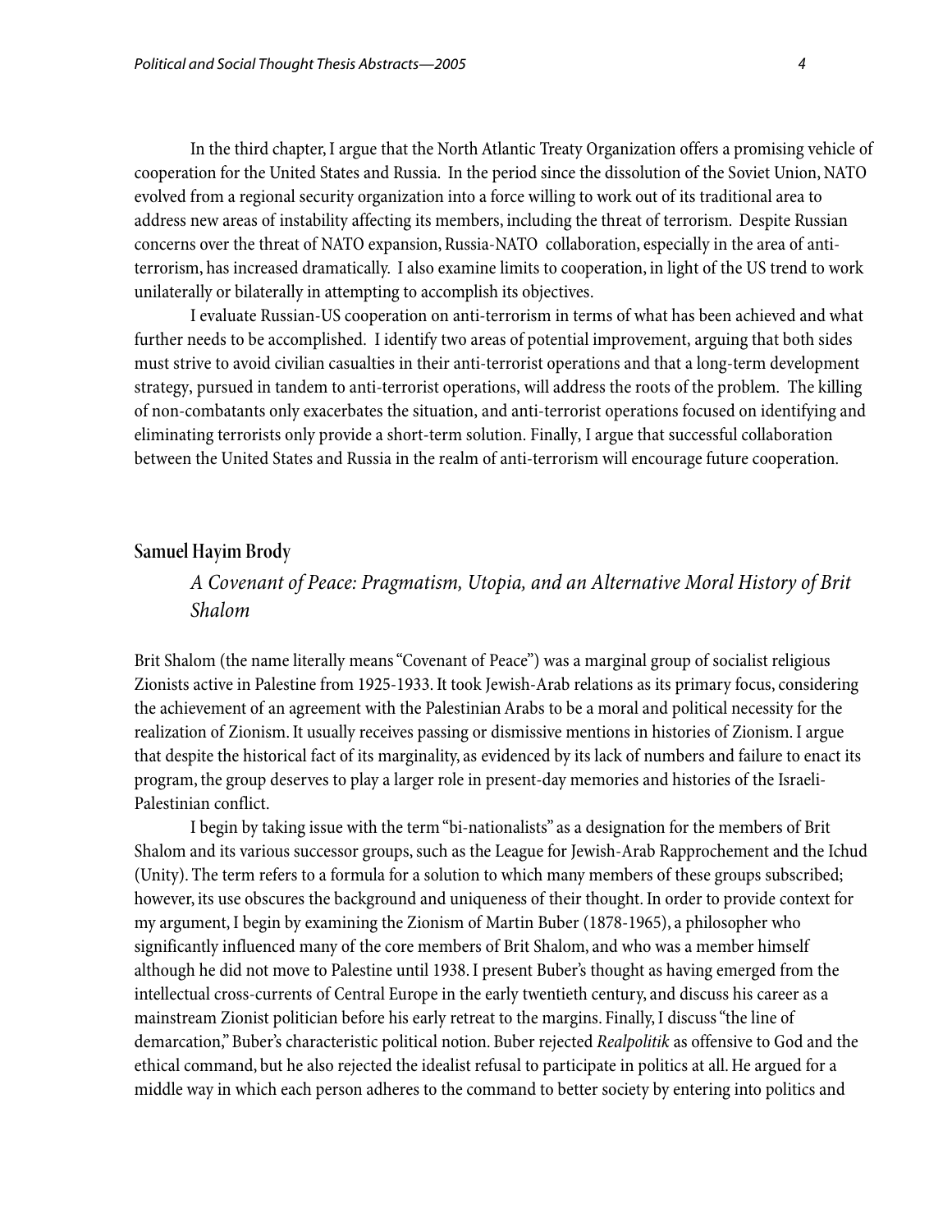In the third chapter, I argue that the North Atlantic Treaty Organization offers a promising vehicle of cooperation for the United States and Russia. In the period since the dissolution of the Soviet Union, NATO evolved from a regional security organization into a force willing to work out of its traditional area to address new areas of instability affecting its members, including the threat of terrorism. Despite Russian concerns over the threat of NATO expansion, Russia-NATO collaboration, especially in the area of anti-terrorism, has increased dramatically. I also examine limits to cooperation, in light of the US trend to work unilaterally or bilaterally in attempting to accomplish its objectives.

I evaluate Russian-US cooperation on anti-terrorism in terms of what has been achieved and what further needs to be accomplished. I identify two areas of potential improvement, arguing that both sides must strive to avoid civilian casualties in their anti-terrorist operations and that a long-term development strategy, pursued in tandem to anti-terrorist operations, will address the roots of the problem. The killing of non-combatants only exacerbates the situation, and anti-terrorist operations focused on identifying and eliminating terrorists only provide a short-term solution. Finally, I argue that successful collaboration between the United States and Russia in the realm of anti-terrorism will encourage future cooperation.

## Samuel Hayim Brody

### *A Covenant of Peace: Pragmatism, Utopia, and an Alternative Moral History of Brit Shalom*

Brit Shalom (the name literally means "Covenant of Peace") was a marginal group of socialist religious Zionists active in Palestine from 1925-1933. It took Jewish-Arab relations as its primary focus, considering the achievement of an agreement with the Palestinian Arabs to be a moral and political necessity for the realization of Zionism. It usually receives passing or dismissive mentions in histories of Zionism. I argue that despite the historical fact of its marginality, as evidenced by its lack of numbers and failure to enact its program, the group deserves to play a larger role in present-day memories and histories of the Israeli-Palestinian conflict.

I begin by taking issue with the term "bi-nationalists" as a designation for the members of Brit Shalom and its various successor groups, such as the League for Jewish-Arab Rapprochement and the Ichud (Unity). The term refers to a formula for a solution to which many members of these groups subscribed; however, its use obscures the background and uniqueness of their thought. In order to provide context for my argument, I begin by examining the Zionism of Martin Buber (1878-1965), a philosopher who significantly influenced many of the core members of Brit Shalom, and who was a member himself although he did not move to Palestine until 1938. I present Buber's thought as having emerged from the intellectual cross-currents of Central Europe in the early twentieth century, and discuss his career as a mainstream Zionist politician before his early retreat to the margins. Finally, I discuss "the line of demarcation," Buber's characteristic political notion. Buber rejected *Realpolitik* as offensive to God and the ethical command, but he also rejected the idealist refusal to participate in politics at all. He argued for a middle way in which each person adheres to the command to better society by entering into politics and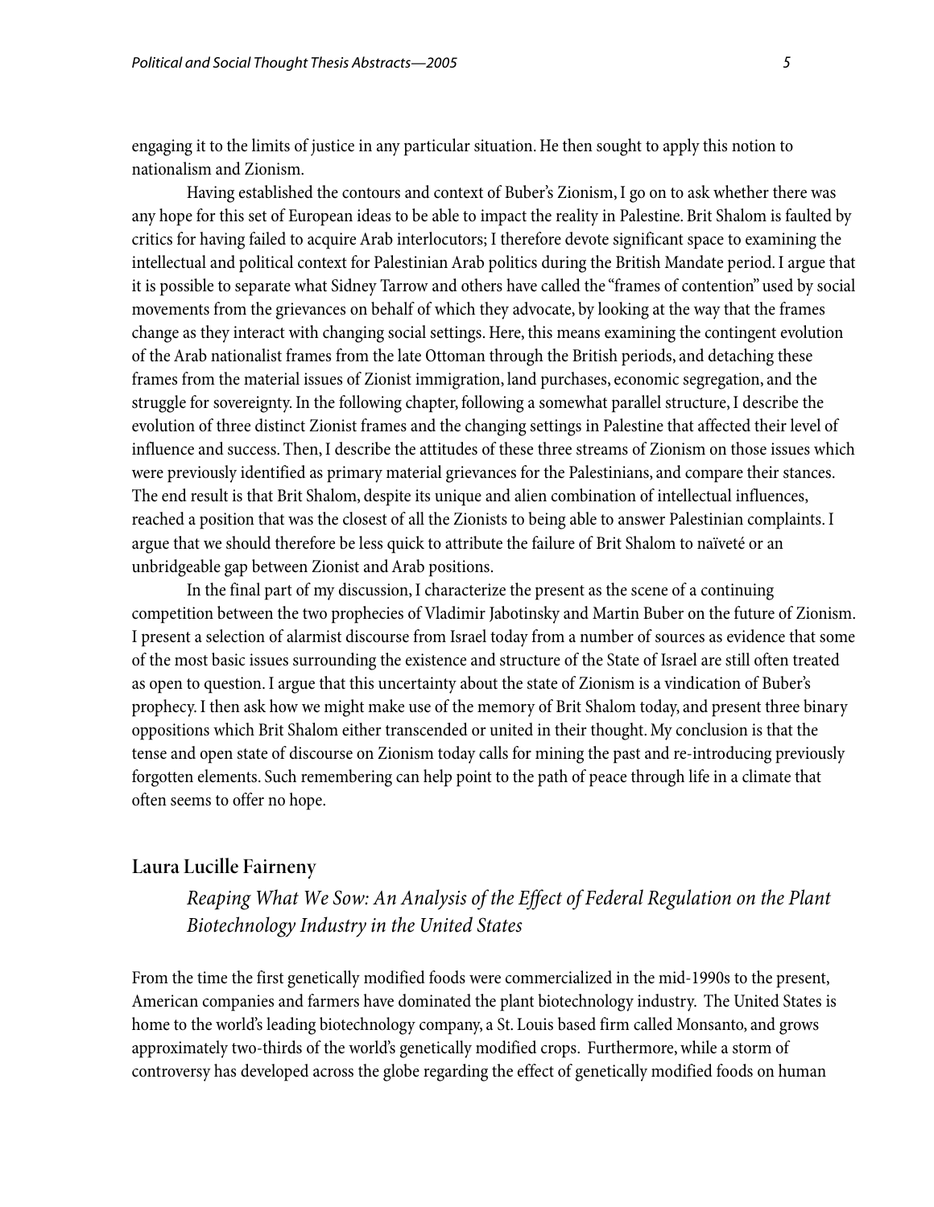engaging it to the limits of justice in any particular situation. He then sought to apply this notion to nationalism and Zionism.

Having established the contours and context of Buber's Zionism, I go on to ask whether there was any hope for this set of European ideas to be able to impact the reality in Palestine. Brit Shalom is faulted by critics for having failed to acquire Arab interlocutors; I therefore devote significant space to examining the intellectual and political context for Palestinian Arab politics during the British Mandate period. I argue that it is possible to separate what Sidney Tarrow and others have called the "frames of contention" used by social movements from the grievances on behalf of which they advocate, by looking at the way that the frames change as they interact with changing social settings. Here, this means examining the contingent evolution of the Arab nationalist frames from the late Ottoman through the British periods, and detaching these frames from the material issues of Zionist immigration, land purchases, economic segregation, and the struggle for sovereignty. In the following chapter, following a somewhat parallel structure, I describe the evolution of three distinct Zionist frames and the changing settings in Palestine that affected their level of influence and success. Then, I describe the attitudes of these three streams of Zionism on those issues which were previously identified as primary material grievances for the Palestinians, and compare their stances. The end result is that Brit Shalom, despite its unique and alien combination of intellectual influences, reached a position that was the closest of all the Zionists to being able to answer Palestinian complaints. I argue that we should therefore be less quick to attribute the failure of Brit Shalom to naïveté or an unbridgeable gap between Zionist and Arab positions.

In the final part of my discussion, I characterize the present as the scene of a continuing competition between the two prophecies of Vladimir Jabotinsky and Martin Buber on the future of Zionism. I present a selection of alarmist discourse from Israel today from a number of sources as evidence that some of the most basic issues surrounding the existence and structure of the State of Israel are still often treated as open to question. I argue that this uncertainty about the state of Zionism is a vindication of Buber's prophecy. I then ask how we might make use of the memory of Brit Shalom today, and present three binary oppositions which Brit Shalom either transcended or united in their thought. My conclusion is that the tense and open state of discourse on Zionism today calls for mining the past and re-introducing previously forgotten elements. Such remembering can help point to the path of peace through life in a climate that often seems to offer no hope.

## Laura Lucille Fairneny

### *Reaping What We Sow: An Analysis of the Effect of Federal Regulation on the Plant Biotechnology Industry in the United States*

From the time the first genetically modified foods were commercialized in the mid-1990s to the present, American companies and farmers have dominated the plant biotechnology industry. The United States is home to the world's leading biotechnology company, a St. Louis based firm called Monsanto, and grows approximately two-thirds of the world's genetically modified crops. Furthermore, while a storm of controversy has developed across the globe regarding the effect of genetically modified foods on human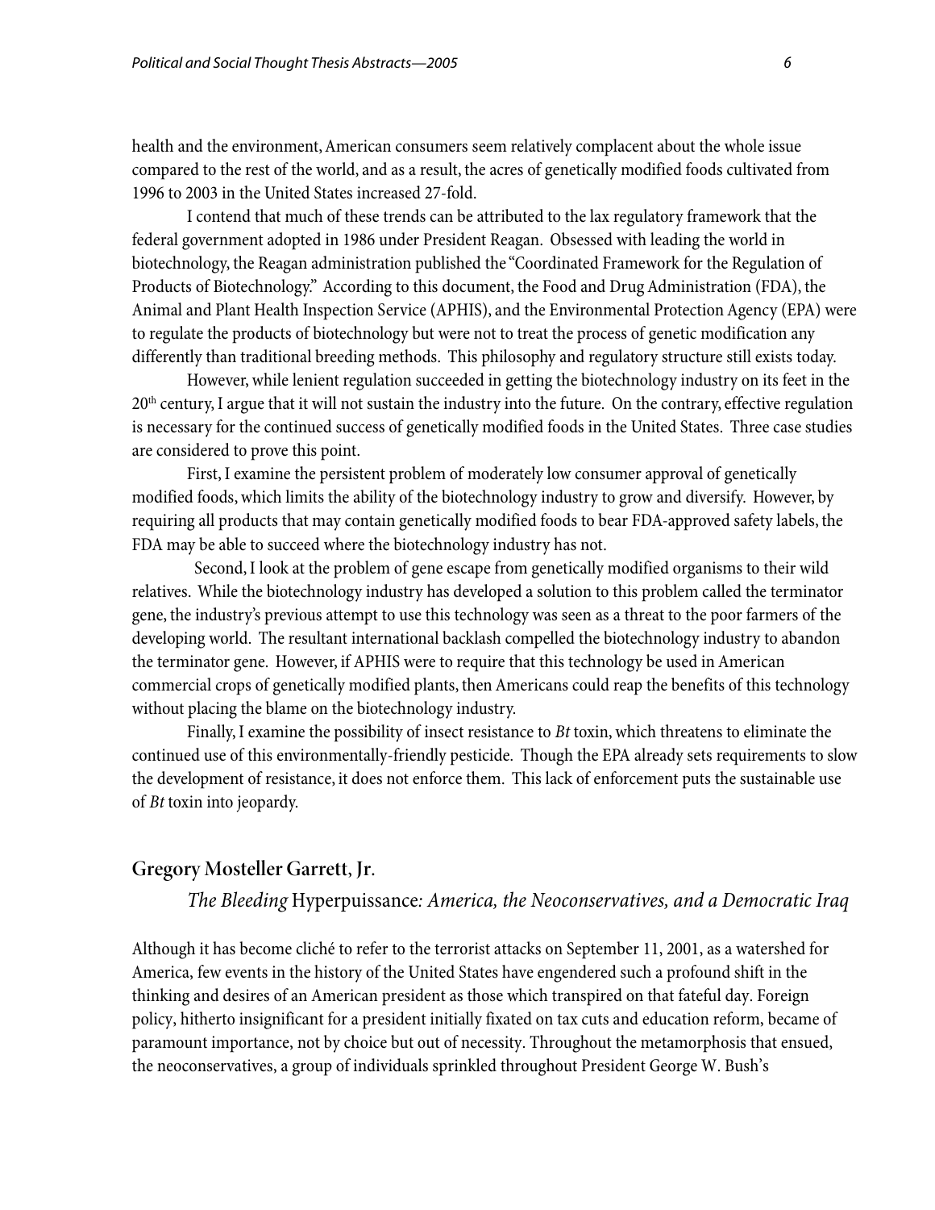health and the environment, American consumers seem relatively complacent about the whole issue compared to the rest of the world, and as a result, the acres of genetically modified foods cultivated from 1996 to 2003 in the United States increased 27-fold.

I contend that much of these trends can be attributed to the lax regulatory framework that the federal government adopted in 1986 under President Reagan. Obsessed with leading the world in biotechnology, the Reagan administration published the "Coordinated Framework for the Regulation of Products of Biotechnology." According to this document, the Food and Drug Administration (FDA), the Animal and Plant Health Inspection Service (APHIS), and the Environmental Protection Agency (EPA) were to regulate the products of biotechnology but were not to treat the process of genetic modification any differently than traditional breeding methods. This philosophy and regulatory structure still exists today.

However, while lenient regulation succeeded in getting the biotechnology industry on its feet in the 20th century, I argue that it will not sustain the industry into the future. On the contrary, effective regulation is necessary for the continued success of genetically modified foods in the United States. Three case studies are considered to prove this point.

First, I examine the persistent problem of moderately low consumer approval of genetically modified foods, which limits the ability of the biotechnology industry to grow and diversify. However, by requiring all products that may contain genetically modified foods to bear FDA-approved safety labels, the FDA may be able to succeed where the biotechnology industry has not.

Second, I look at the problem of gene escape from genetically modified organisms to their wild relatives. While the biotechnology industry has developed a solution to this problem called the terminator gene, the industry's previous attempt to use this technology was seen as a threat to the poor farmers of the developing world. The resultant international backlash compelled the biotechnology industry to abandon the terminator gene. However, if APHIS were to require that this technology be used in American commercial crops of genetically modified plants, then Americans could reap the benefits of this technology without placing the blame on the biotechnology industry.

Finally, I examine the possibility of insect resistance to *Bt* toxin, which threatens to eliminate the continued use of this environmentally-friendly pesticide. Though the EPA already sets requirements to slow the development of resistance, it does not enforce them. This lack of enforcement puts the sustainable use of *Bt* toxin into jeopardy.

## Gregory Mosteller Garrett, Jr.

### *The Bleeding* Hyperpuissance*: America, the Neoconservatives, and a Democratic Iraq*

Although it has become cliché to refer to the terrorist attacks on September 11, 2001, as a watershed for America, few events in the history of the United States have engendered such a profound shift in the thinking and desires of an American president as those which transpired on that fateful day. Foreign policy, hitherto insignificant for a president initially fixated on tax cuts and education reform, became of paramount importance, not by choice but out of necessity. Throughout the metamorphosis that ensued, the neoconservatives, a group of individuals sprinkled throughout President George W. Bush's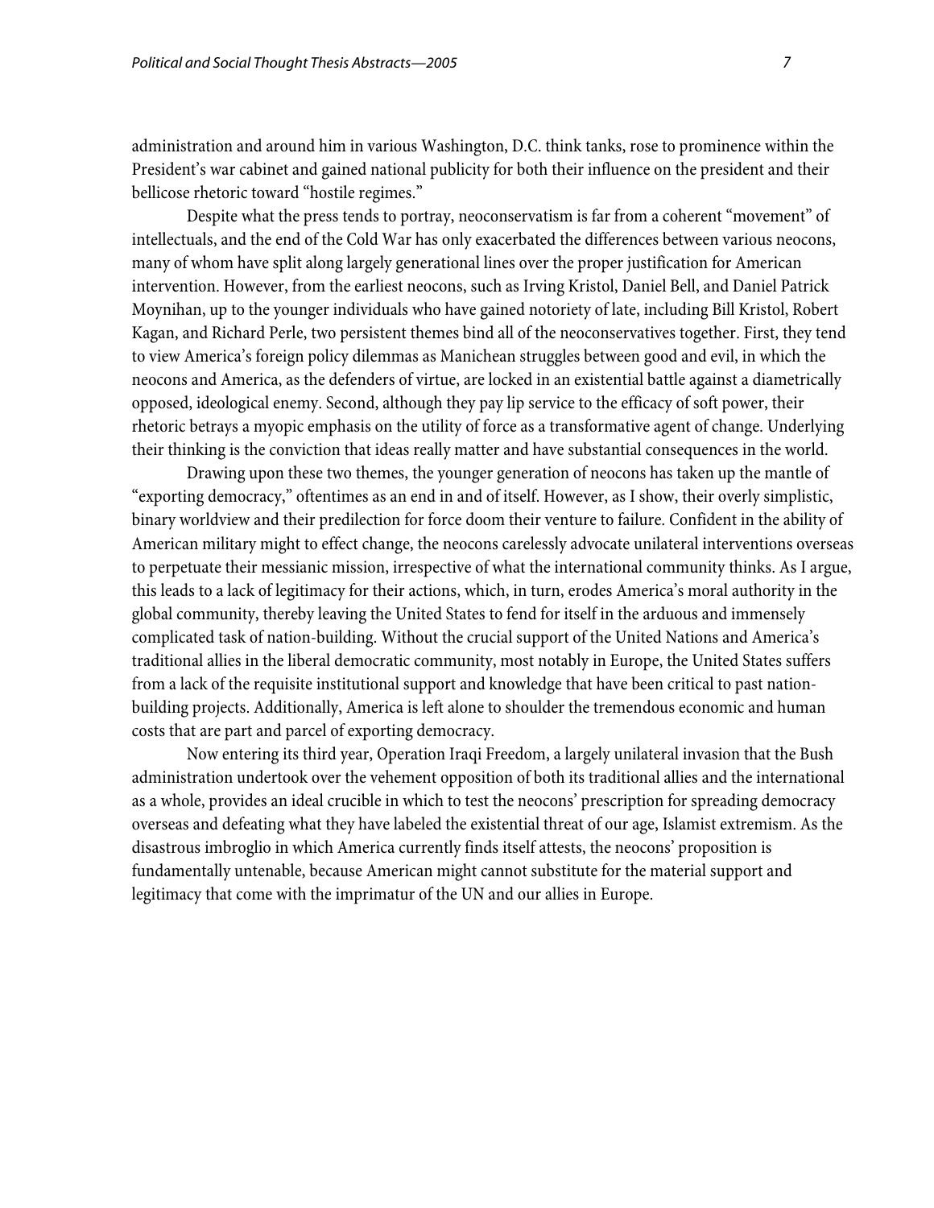administration and around him in various Washington, D.C. think tanks, rose to prominence within the President's war cabinet and gained national publicity for both their influence on the president and their bellicose rhetoric toward "hostile regimes."

Despite what the press tends to portray, neoconservatism is far from a coherent "movement" of intellectuals, and the end of the Cold War has only exacerbated the differences between various neocons, many of whom have split along largely generational lines over the proper justification for American intervention. However, from the earliest neocons, such as Irving Kristol, Daniel Bell, and Daniel Patrick Moynihan, up to the younger individuals who have gained notoriety of late, including Bill Kristol, Robert Kagan, and Richard Perle, two persistent themes bind all of the neoconservatives together. First, they tend to view America's foreign policy dilemmas as Manichean struggles between good and evil, in which the neocons and America, as the defenders of virtue, are locked in an existential battle against a diametrically opposed, ideological enemy. Second, although they pay lip service to the efficacy of soft power, their rhetoric betrays a myopic emphasis on the utility of force as a transformative agent of change. Underlying their thinking is the conviction that ideas really matter and have substantial consequences in the world.

Drawing upon these two themes, the younger generation of neocons has taken up the mantle of "exporting democracy," oftentimes as an end in and of itself. However, as I show, their overly simplistic, binary worldview and their predilection for force doom their venture to failure. Confident in the ability of American military might to effect change, the neocons carelessly advocate unilateral interventions overseas to perpetuate their messianic mission, irrespective of what the international community thinks. As I argue, this leads to a lack of legitimacy for their actions, which, in turn, erodes America's moral authority in the global community, thereby leaving the United States to fend for itself in the arduous and immensely complicated task of nation-building. Without the crucial support of the United Nations and America's traditional allies in the liberal democratic community, most notably in Europe, the United States suffers from a lack of the requisite institutional support and knowledge that have been critical to past nation-building projects. Additionally, America is left alone to shoulder the tremendous economic and human costs that are part and parcel of exporting democracy.

Now entering its third year, Operation Iraqi Freedom, a largely unilateral invasion that the Bush administration undertook over the vehement opposition of both its traditional allies and the international as a whole, provides an ideal crucible in which to test the neocons' prescription for spreading democracy overseas and defeating what they have labeled the existential threat of our age, Islamist extremism. As the disastrous imbroglio in which America currently finds itself attests, the neocons' proposition is fundamentally untenable, because American might cannot substitute for the material support and legitimacy that come with the imprimatur of the UN and our allies in Europe.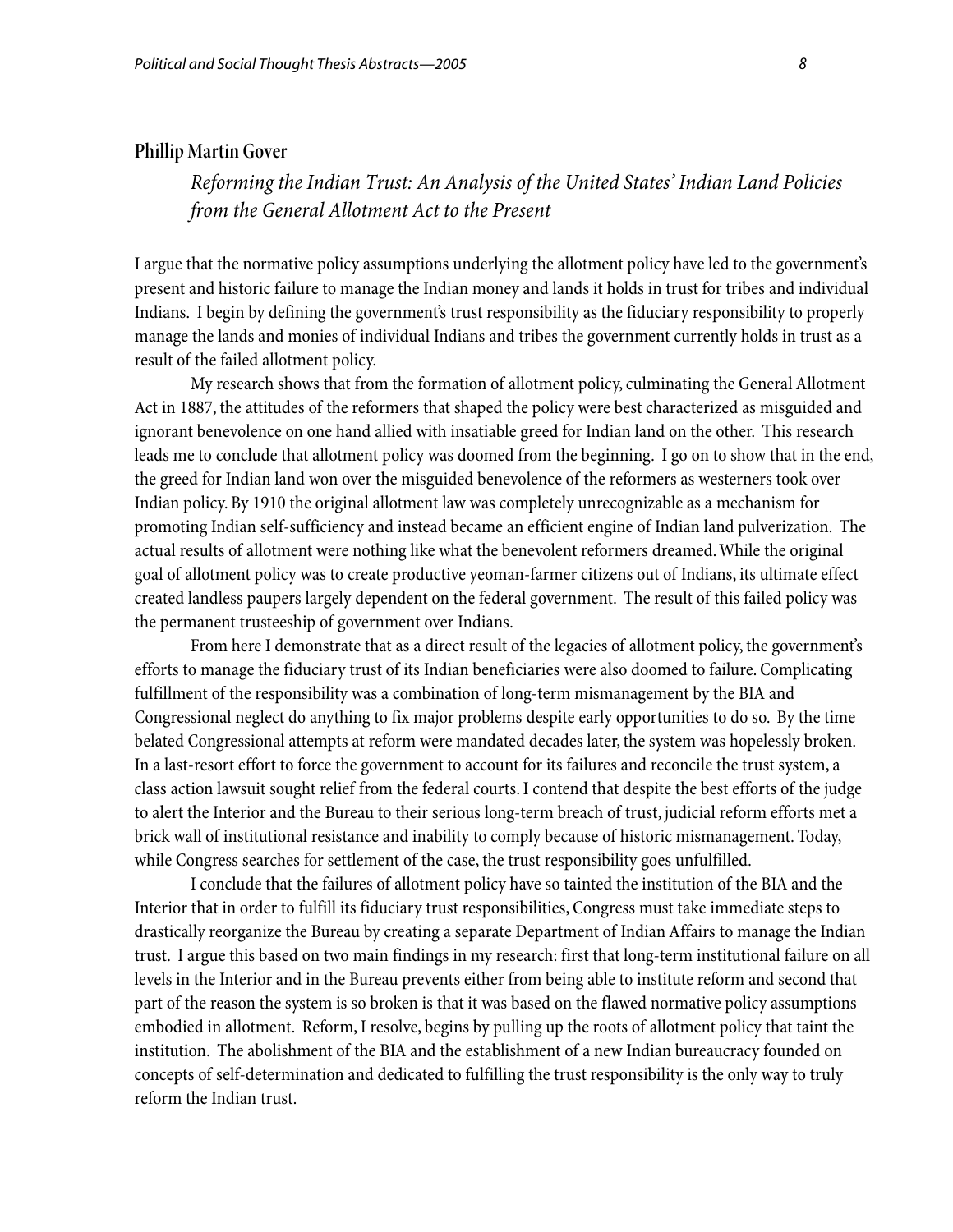## Phillip Martin Gover

### *Reforming the Indian Trust: An Analysis of the United States' Indian Land Policies from the General Allotment Act to the Present*

I argue that the normative policy assumptions underlying the allotment policy have led to the government's present and historic failure to manage the Indian money and lands it holds in trust for tribes and individual Indians. I begin by defining the government's trust responsibility as the fiduciary responsibility to properly manage the lands and monies of individual Indians and tribes the government currently holds in trust as a result of the failed allotment policy.

My research shows that from the formation of allotment policy, culminating the General Allotment Act in 1887, the attitudes of the reformers that shaped the policy were best characterized as misguided and ignorant benevolence on one hand allied with insatiable greed for Indian land on the other. This research leads me to conclude that allotment policy was doomed from the beginning. I go on to show that in the end, the greed for Indian land won over the misguided benevolence of the reformers as westerners took over Indian policy. By 1910 the original allotment law was completely unrecognizable as a mechanism for promoting Indian self-sufficiency and instead became an efficient engine of Indian land pulverization. The actual results of allotment were nothing like what the benevolent reformers dreamed. While the original goal of allotment policy was to create productive yeoman-farmer citizens out of Indians, its ultimate effect created landless paupers largely dependent on the federal government. The result of this failed policy was the permanent trusteeship of government over Indians.

From here I demonstrate that as a direct result of the legacies of allotment policy, the government's efforts to manage the fiduciary trust of its Indian beneficiaries were also doomed to failure. Complicating fulfillment of the responsibility was a combination of long-term mismanagement by the BIA and Congressional neglect do anything to fix major problems despite early opportunities to do so. By the time belated Congressional attempts at reform were mandated decades later, the system was hopelessly broken. In a last-resort effort to force the government to account for its failures and reconcile the trust system, a class action lawsuit sought relief from the federal courts. I contend that despite the best efforts of the judge to alert the Interior and the Bureau to their serious long-term breach of trust, judicial reform efforts met a brick wall of institutional resistance and inability to comply because of historic mismanagement. Today, while Congress searches for settlement of the case, the trust responsibility goes unfulfilled.

I conclude that the failures of allotment policy have so tainted the institution of the BIA and the Interior that in order to fulfill its fiduciary trust responsibilities, Congress must take immediate steps to drastically reorganize the Bureau by creating a separate Department of Indian Affairs to manage the Indian trust. I argue this based on two main findings in my research: first that long-term institutional failure on all levels in the Interior and in the Bureau prevents either from being able to institute reform and second that part of the reason the system is so broken is that it was based on the flawed normative policy assumptions embodied in allotment. Reform, I resolve, begins by pulling up the roots of allotment policy that taint the institution. The abolishment of the BIA and the establishment of a new Indian bureaucracy founded on concepts of self-determination and dedicated to fulfilling the trust responsibility is the only way to truly reform the Indian trust.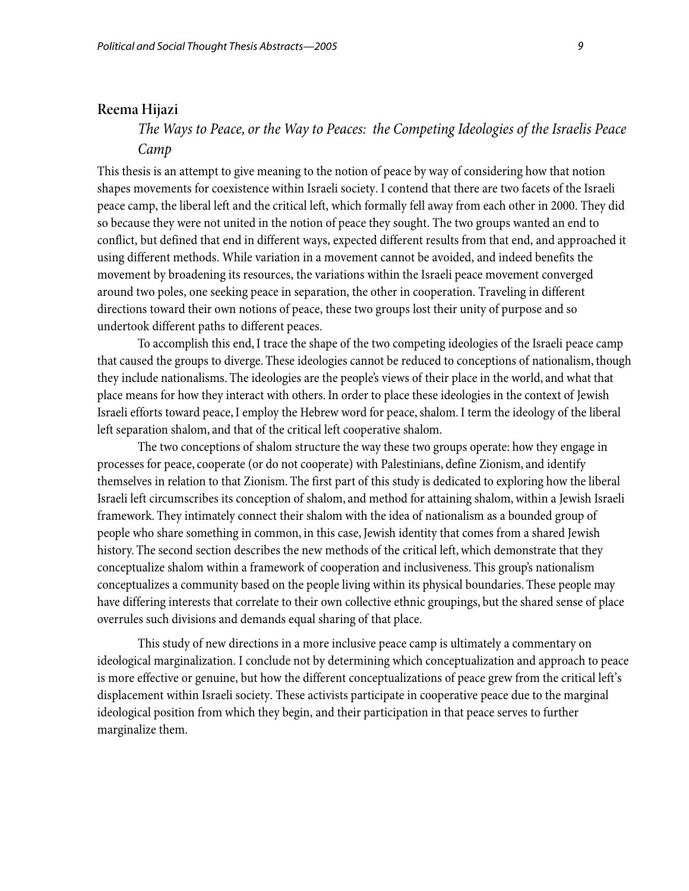## Reema Hijazi

### *The Ways to Peace, or the Way to Peaces: the Competing Ideologies of the Israelis Peace Camp*

This thesis is an attempt to give meaning to the notion of peace by way of considering how that notion shapes movements for coexistence within Israeli society. I contend that there are two facets of the Israeli peace camp, the liberal left and the critical left, which formally fell away from each other in 2000. They did so because they were not united in the notion of peace they sought. The two groups wanted an end to conflict, but defined that end in different ways, expected different results from that end, and approached it using different methods. While variation in a movement cannot be avoided, and indeed benefits the movement by broadening its resources, the variations within the Israeli peace movement converged around two poles, one seeking peace in separation, the other in cooperation. Traveling in different directions toward their own notions of peace, these two groups lost their unity of purpose and so undertook different paths to different peaces.

To accomplish this end, I trace the shape of the two competing ideologies of the Israeli peace camp that caused the groups to diverge. These ideologies cannot be reduced to conceptions of nationalism, though they include nationalisms. The ideologies are the people's views of their place in the world, and what that place means for how they interact with others. In order to place these ideologies in the context of Jewish Israeli efforts toward peace, I employ the Hebrew word for peace, shalom. I term the ideology of the liberal left separation shalom, and that of the critical left cooperative shalom.

The two conceptions of shalom structure the way these two groups operate: how they engage in processes for peace, cooperate (or do not cooperate) with Palestinians, define Zionism, and identify themselves in relation to that Zionism. The first part of this study is dedicated to exploring how the liberal Israeli left circumscribes its conception of shalom, and method for attaining shalom, within a Jewish Israeli framework. They intimately connect their shalom with the idea of nationalism as a bounded group of people who share something in common, in this case, Jewish identity that comes from a shared Jewish history. The second section describes the new methods of the critical left, which demonstrate that they conceptualize shalom within a framework of cooperation and inclusiveness. This group's nationalism conceptualizes a community based on the people living within its physical boundaries. These people may have differing interests that correlate to their own collective ethnic groupings, but the shared sense of place overrules such divisions and demands equal sharing of that place.

This study of new directions in a more inclusive peace camp is ultimately a commentary on ideological marginalization. I conclude not by determining which conceptualization and approach to peace is more effective or genuine, but how the different conceptualizations of peace grew from the critical left's displacement within Israeli society. These activists participate in cooperative peace due to the marginal ideological position from which they begin, and their participation in that peace serves to further marginalize them.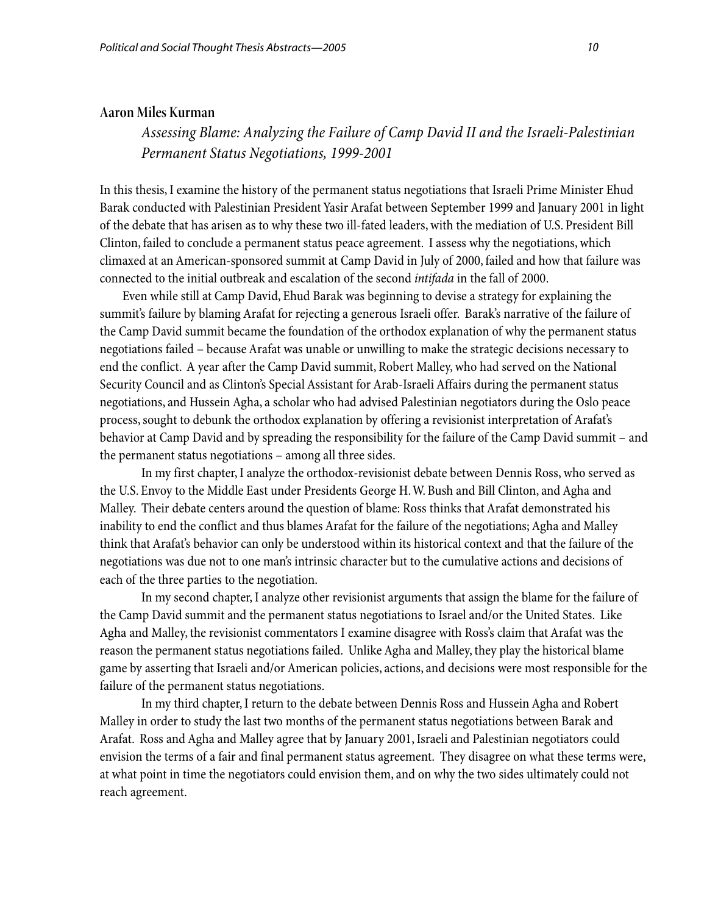## Aaron Miles Kurman

### *Assessing Blame: Analyzing the Failure of Camp David II and the Israeli-Palestinian Permanent Status Negotiations, 1999-2001*

In this thesis, I examine the history of the permanent status negotiations that Israeli Prime Minister Ehud Barak conducted with Palestinian President Yasir Arafat between September 1999 and January 2001 in light of the debate that has arisen as to why these two ill-fated leaders, with the mediation of U.S. President Bill Clinton, failed to conclude a permanent status peace agreement. I assess why the negotiations, which climaxed at an American-sponsored summit at Camp David in July of 2000, failed and how that failure was connected to the initial outbreak and escalation of the second *intifada* in the fall of 2000.

Even while still at Camp David, Ehud Barak was beginning to devise a strategy for explaining the summit's failure by blaming Arafat for rejecting a generous Israeli offer. Barak's narrative of the failure of the Camp David summit became the foundation of the orthodox explanation of why the permanent status negotiations failed – because Arafat was unable or unwilling to make the strategic decisions necessary to end the conflict. A year after the Camp David summit, Robert Malley, who had served on the National Security Council and as Clinton's Special Assistant for Arab-Israeli Affairs during the permanent status negotiations, and Hussein Agha, a scholar who had advised Palestinian negotiators during the Oslo peace process, sought to debunk the orthodox explanation by offering a revisionist interpretation of Arafat's behavior at Camp David and by spreading the responsibility for the failure of the Camp David summit – and the permanent status negotiations – among all three sides.

In my first chapter, I analyze the orthodox-revisionist debate between Dennis Ross, who served as the U.S. Envoy to the Middle East under Presidents George H. W. Bush and Bill Clinton, and Agha and Malley. Their debate centers around the question of blame: Ross thinks that Arafat demonstrated his inability to end the conflict and thus blames Arafat for the failure of the negotiations; Agha and Malley think that Arafat's behavior can only be understood within its historical context and that the failure of the negotiations was due not to one man's intrinsic character but to the cumulative actions and decisions of each of the three parties to the negotiation.

In my second chapter, I analyze other revisionist arguments that assign the blame for the failure of the Camp David summit and the permanent status negotiations to Israel and/or the United States. Like Agha and Malley, the revisionist commentators I examine disagree with Ross's claim that Arafat was the reason the permanent status negotiations failed. Unlike Agha and Malley, they play the historical blame game by asserting that Israeli and/or American policies, actions, and decisions were most responsible for the failure of the permanent status negotiations.

In my third chapter, I return to the debate between Dennis Ross and Hussein Agha and Robert Malley in order to study the last two months of the permanent status negotiations between Barak and Arafat. Ross and Agha and Malley agree that by January 2001, Israeli and Palestinian negotiators could envision the terms of a fair and final permanent status agreement. They disagree on what these terms were, at what point in time the negotiators could envision them, and on why the two sides ultimately could not reach agreement.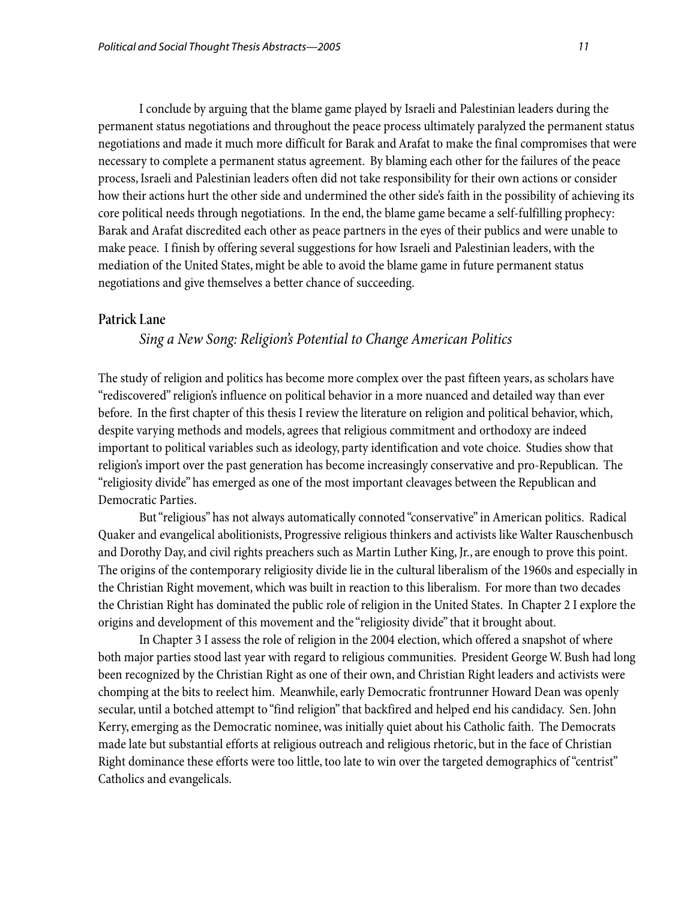I conclude by arguing that the blame game played by Israeli and Palestinian leaders during the permanent status negotiations and throughout the peace process ultimately paralyzed the permanent status negotiations and made it much more difficult for Barak and Arafat to make the final compromises that were necessary to complete a permanent status agreement. By blaming each other for the failures of the peace process, Israeli and Palestinian leaders often did not take responsibility for their own actions or consider how their actions hurt the other side and undermined the other side's faith in the possibility of achieving its core political needs through negotiations. In the end, the blame game became a self-fulfilling prophecy: Barak and Arafat discredited each other as peace partners in the eyes of their publics and were unable to make peace. I finish by offering several suggestions for how Israeli and Palestinian leaders, with the mediation of the United States, might be able to avoid the blame game in future permanent status negotiations and give themselves a better chance of succeeding.

## Patrick Lane

### *Sing a New Song: Religion's Potential to Change American Politics*

The study of religion and politics has become more complex over the past fifteen years, as scholars have "rediscovered" religion's influence on political behavior in a more nuanced and detailed way than ever before. In the first chapter of this thesis I review the literature on religion and political behavior, which, despite varying methods and models, agrees that religious commitment and orthodoxy are indeed important to political variables such as ideology, party identification and vote choice. Studies show that religion's import over the past generation has become increasingly conservative and pro-Republican. The "religiosity divide" has emerged as one of the most important cleavages between the Republican and Democratic Parties.

But "religious" has not always automatically connoted "conservative" in American politics. Radical Quaker and evangelical abolitionists, Progressive religious thinkers and activists like Walter Rauschenbusch and Dorothy Day, and civil rights preachers such as Martin Luther King, Jr., are enough to prove this point. The origins of the contemporary religiosity divide lie in the cultural liberalism of the 1960s and especially in the Christian Right movement, which was built in reaction to this liberalism. For more than two decades the Christian Right has dominated the public role of religion in the United States. In Chapter 2 I explore the origins and development of this movement and the "religiosity divide" that it brought about.

In Chapter 3 I assess the role of religion in the 2004 election, which offered a snapshot of where both major parties stood last year with regard to religious communities. President George W. Bush had long been recognized by the Christian Right as one of their own, and Christian Right leaders and activists were chomping at the bits to reelect him. Meanwhile, early Democratic frontrunner Howard Dean was openly secular, until a botched attempt to "find religion" that backfired and helped end his candidacy. Sen. John Kerry, emerging as the Democratic nominee, was initially quiet about his Catholic faith. The Democrats made late but substantial efforts at religious outreach and religious rhetoric, but in the face of Christian Right dominance these efforts were too little, too late to win over the targeted demographics of "centrist" Catholics and evangelicals.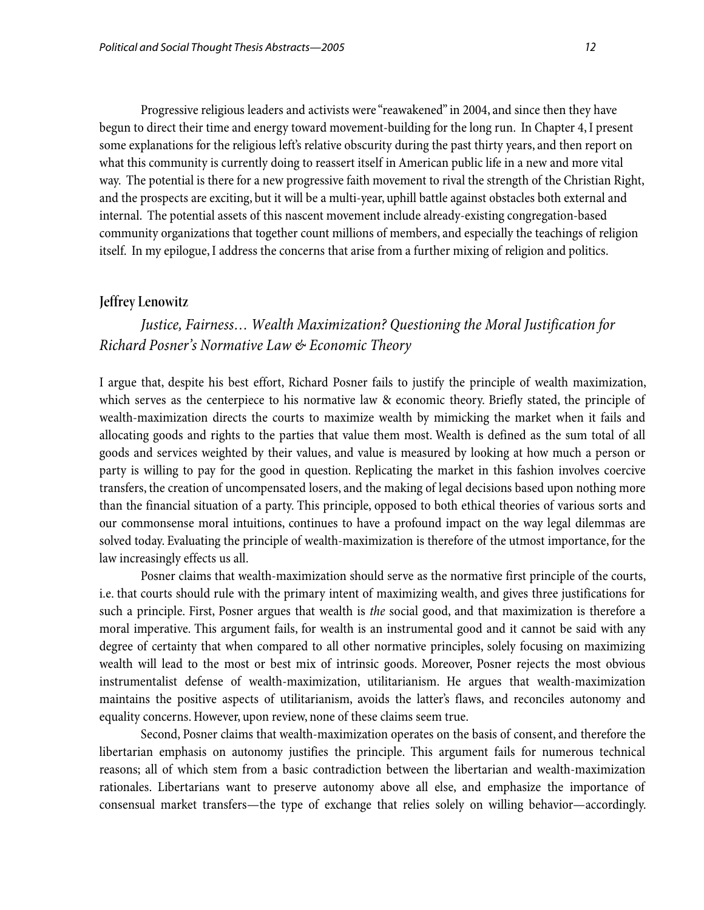Progressive religious leaders and activists were "reawakened" in 2004, and since then they have begun to direct their time and energy toward movement-building for the long run. In Chapter 4, I present some explanations for the religious left's relative obscurity during the past thirty years, and then report on what this community is currently doing to reassert itself in American public life in a new and more vital way. The potential is there for a new progressive faith movement to rival the strength of the Christian Right, and the prospects are exciting, but it will be a multi-year, uphill battle against obstacles both external and internal. The potential assets of this nascent movement include already-existing congregation-based community organizations that together count millions of members, and especially the teachings of religion itself. In my epilogue, I address the concerns that arise from a further mixing of religion and politics.

### Jeffrey Lenowitz

*Justice, Fairness… Wealth Maximization? Questioning the Moral Justification for Richard Posner's Normative Law & Economic Theory*

I argue that, despite his best effort, Richard Posner fails to justify the principle of wealth maximization, which serves as the centerpiece to his normative law & economic theory. Briefly stated, the principle of wealth-maximization directs the courts to maximize wealth by mimicking the market when it fails and allocating goods and rights to the parties that value them most. Wealth is defined as the sum total of all goods and services weighted by their values, and value is measured by looking at how much a person or party is willing to pay for the good in question. Replicating the market in this fashion involves coercive transfers, the creation of uncompensated losers, and the making of legal decisions based upon nothing more than the financial situation of a party. This principle, opposed to both ethical theories of various sorts and our commonsense moral intuitions, continues to have a profound impact on the way legal dilemmas are solved today. Evaluating the principle of wealth-maximization is therefore of the utmost importance, for the law increasingly effects us all.

Posner claims that wealth-maximization should serve as the normative first principle of the courts, i.e. that courts should rule with the primary intent of maximizing wealth, and gives three justifications for such a principle. First, Posner argues that wealth is *the* social good, and that maximization is therefore a moral imperative. This argument fails, for wealth is an instrumental good and it cannot be said with any degree of certainty that when compared to all other normative principles, solely focusing on maximizing wealth will lead to the most or best mix of intrinsic goods. Moreover, Posner rejects the most obvious instrumentalist defense of wealth-maximization, utilitarianism. He argues that wealth-maximization maintains the positive aspects of utilitarianism, avoids the latter's flaws, and reconciles autonomy and equality concerns. However, upon review, none of these claims seem true.

Second, Posner claims that wealth-maximization operates on the basis of consent, and therefore the libertarian emphasis on autonomy justifies the principle. This argument fails for numerous technical reasons; all of which stem from a basic contradiction between the libertarian and wealth-maximization rationales. Libertarians want to preserve autonomy above all else, and emphasize the importance of consensual market transfers—the type of exchange that relies solely on willing behavior—accordingly.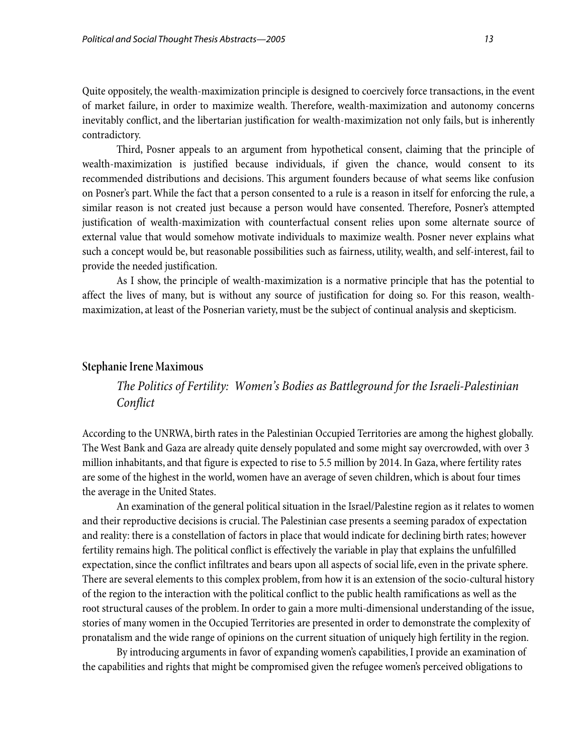Quite oppositely, the wealth-maximization principle is designed to coercively force transactions, in the event of market failure, in order to maximize wealth. Therefore, wealth-maximization and autonomy concerns inevitably conflict, and the libertarian justification for wealth-maximization not only fails, but is inherently contradictory.

Third, Posner appeals to an argument from hypothetical consent, claiming that the principle of wealth-maximization is justified because individuals, if given the chance, would consent to its recommended distributions and decisions. This argument founders because of what seems like confusion on Posner's part. While the fact that a person consented to a rule is a reason in itself for enforcing the rule, a similar reason is not created just because a person would have consented. Therefore, Posner's attempted justification of wealth-maximization with counterfactual consent relies upon some alternate source of external value that would somehow motivate individuals to maximize wealth. Posner never explains what such a concept would be, but reasonable possibilities such as fairness, utility, wealth, and self-interest, fail to provide the needed justification.

As I show, the principle of wealth-maximization is a normative principle that has the potential to affect the lives of many, but is without any source of justification for doing so. For this reason, wealth-maximization, at least of the Posnerian variety, must be the subject of continual analysis and skepticism.

## Stephanie Irene Maximous

### *The Politics of Fertility: Women's Bodies as Battleground for the Israeli-Palestinian Conflict*

According to the UNRWA, birth rates in the Palestinian Occupied Territories are among the highest globally. The West Bank and Gaza are already quite densely populated and some might say overcrowded, with over 3 million inhabitants, and that figure is expected to rise to 5.5 million by 2014. In Gaza, where fertility rates are some of the highest in the world, women have an average of seven children, which is about four times the average in the United States.

An examination of the general political situation in the Israel/Palestine region as it relates to women and their reproductive decisions is crucial. The Palestinian case presents a seeming paradox of expectation and reality: there is a constellation of factors in place that would indicate for declining birth rates; however fertility remains high. The political conflict is effectively the variable in play that explains the unfulfilled expectation, since the conflict infiltrates and bears upon all aspects of social life, even in the private sphere. There are several elements to this complex problem, from how it is an extension of the socio-cultural history of the region to the interaction with the political conflict to the public health ramifications as well as the root structural causes of the problem. In order to gain a more multi-dimensional understanding of the issue, stories of many women in the Occupied Territories are presented in order to demonstrate the complexity of pronatalism and the wide range of opinions on the current situation of uniquely high fertility in the region.

By introducing arguments in favor of expanding women's capabilities, I provide an examination of the capabilities and rights that might be compromised given the refugee women's perceived obligations to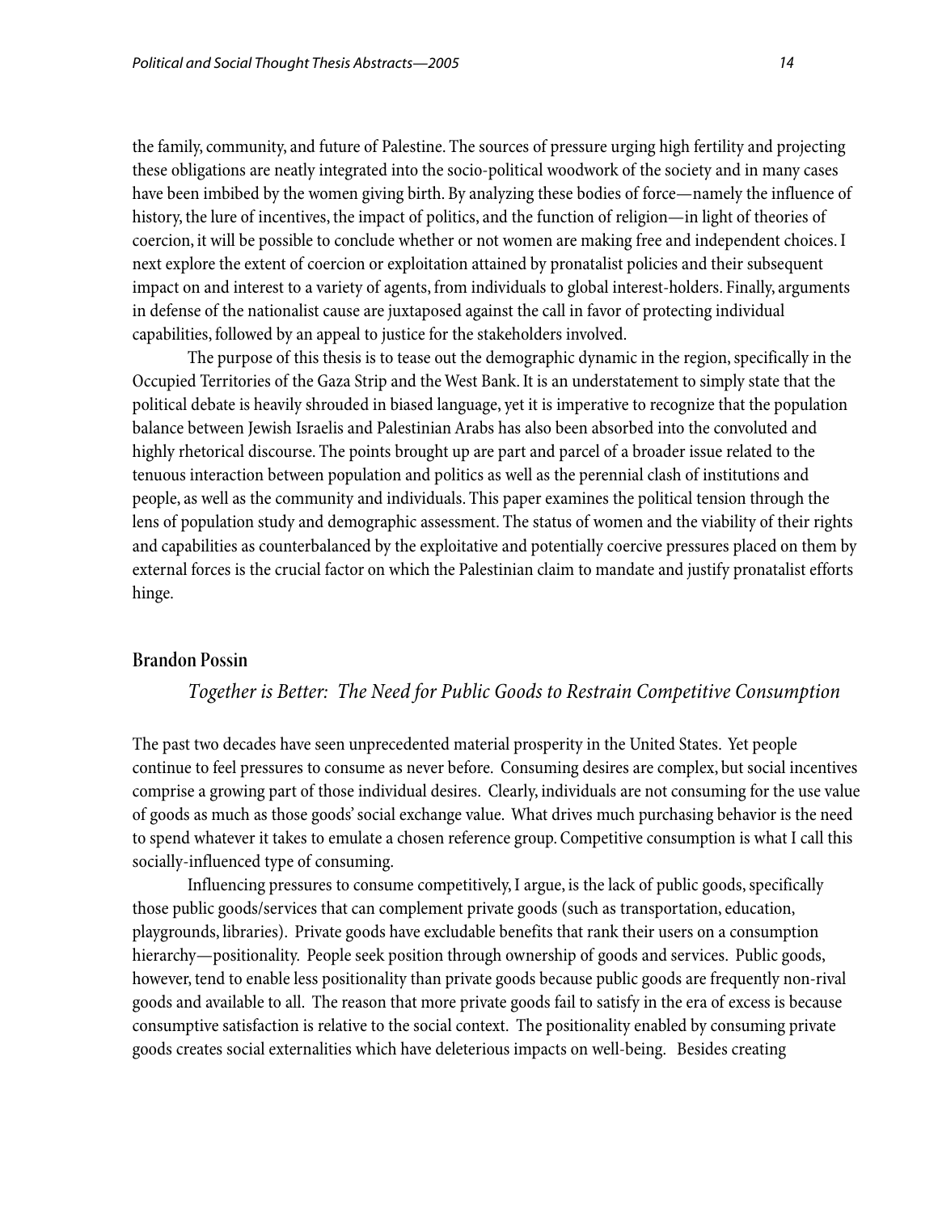the family, community, and future of Palestine. The sources of pressure urging high fertility and projecting these obligations are neatly integrated into the socio-political woodwork of the society and in many cases have been imbibed by the women giving birth. By analyzing these bodies of force—namely the influence of history, the lure of incentives, the impact of politics, and the function of religion—in light of theories of coercion, it will be possible to conclude whether or not women are making free and independent choices. I next explore the extent of coercion or exploitation attained by pronatalist policies and their subsequent impact on and interest to a variety of agents, from individuals to global interest-holders. Finally, arguments in defense of the nationalist cause are juxtaposed against the call in favor of protecting individual capabilities, followed by an appeal to justice for the stakeholders involved.

The purpose of this thesis is to tease out the demographic dynamic in the region, specifically in the Occupied Territories of the Gaza Strip and the West Bank. It is an understatement to simply state that the political debate is heavily shrouded in biased language, yet it is imperative to recognize that the population balance between Jewish Israelis and Palestinian Arabs has also been absorbed into the convoluted and highly rhetorical discourse. The points brought up are part and parcel of a broader issue related to the tenuous interaction between population and politics as well as the perennial clash of institutions and people, as well as the community and individuals. This paper examines the political tension through the lens of population study and demographic assessment. The status of women and the viability of their rights and capabilities as counterbalanced by the exploitative and potentially coercive pressures placed on them by external forces is the crucial factor on which the Palestinian claim to mandate and justify pronatalist efforts hinge.

## Brandon Possin

### *Together is Better: The Need for Public Goods to Restrain Competitive Consumption*

The past two decades have seen unprecedented material prosperity in the United States. Yet people continue to feel pressures to consume as never before. Consuming desires are complex, but social incentives comprise a growing part of those individual desires. Clearly, individuals are not consuming for the use value of goods as much as those goods' social exchange value. What drives much purchasing behavior is the need to spend whatever it takes to emulate a chosen reference group. Competitive consumption is what I call this socially-influenced type of consuming.

Influencing pressures to consume competitively, I argue, is the lack of public goods, specifically those public goods/services that can complement private goods (such as transportation, education, playgrounds, libraries). Private goods have excludable benefits that rank their users on a consumption hierarchy—positionality. People seek position through ownership of goods and services. Public goods, however, tend to enable less positionality than private goods because public goods are frequently non-rival goods and available to all. The reason that more private goods fail to satisfy in the era of excess is because consumptive satisfaction is relative to the social context. The positionality enabled by consuming private goods creates social externalities which have deleterious impacts on well-being. Besides creating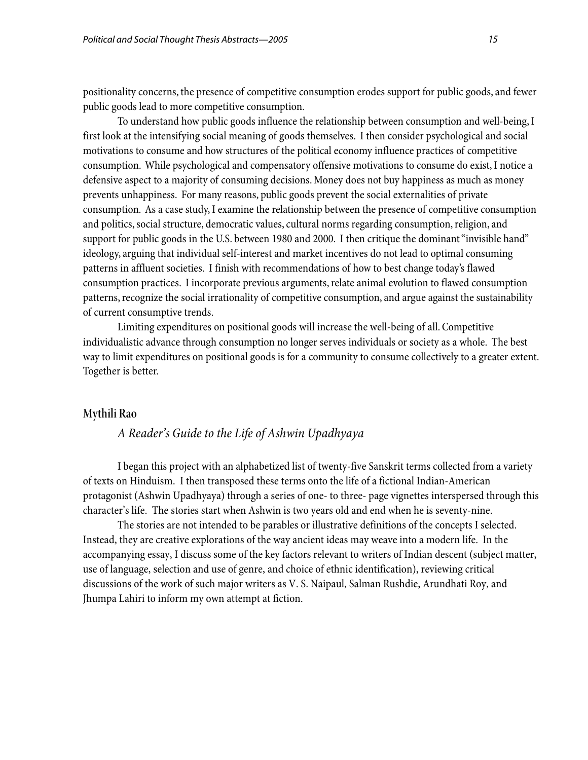positionality concerns, the presence of competitive consumption erodes support for public goods, and fewer public goods lead to more competitive consumption.

To understand how public goods influence the relationship between consumption and well-being, I first look at the intensifying social meaning of goods themselves. I then consider psychological and social motivations to consume and how structures of the political economy influence practices of competitive consumption. While psychological and compensatory offensive motivations to consume do exist, I notice a defensive aspect to a majority of consuming decisions. Money does not buy happiness as much as money prevents unhappiness. For many reasons, public goods prevent the social externalities of private consumption. As a case study, I examine the relationship between the presence of competitive consumption and politics, social structure, democratic values, cultural norms regarding consumption, religion, and support for public goods in the U.S. between 1980 and 2000. I then critique the dominant "invisible hand" ideology, arguing that individual self-interest and market incentives do not lead to optimal consuming patterns in affluent societies. I finish with recommendations of how to best change today's flawed consumption practices. I incorporate previous arguments, relate animal evolution to flawed consumption patterns, recognize the social irrationality of competitive consumption, and argue against the sustainability of current consumptive trends.

Limiting expenditures on positional goods will increase the well-being of all. Competitive individualistic advance through consumption no longer serves individuals or society as a whole. The best way to limit expenditures on positional goods is for a community to consume collectively to a greater extent. Together is better.

## Mythili Rao

### *A Reader's Guide to the Life of Ashwin Upadhyaya*

I began this project with an alphabetized list of twenty-five Sanskrit terms collected from a variety of texts on Hinduism. I then transposed these terms onto the life of a fictional Indian-American protagonist (Ashwin Upadhyaya) through a series of one- to three- page vignettes interspersed through this character's life. The stories start when Ashwin is two years old and end when he is seventy-nine.

The stories are not intended to be parables or illustrative definitions of the concepts I selected. Instead, they are creative explorations of the way ancient ideas may weave into a modern life. In the accompanying essay, I discuss some of the key factors relevant to writers of Indian descent (subject matter, use of language, selection and use of genre, and choice of ethnic identification), reviewing critical discussions of the work of such major writers as V. S. Naipaul, Salman Rushdie, Arundhati Roy, and Jhumpa Lahiri to inform my own attempt at fiction.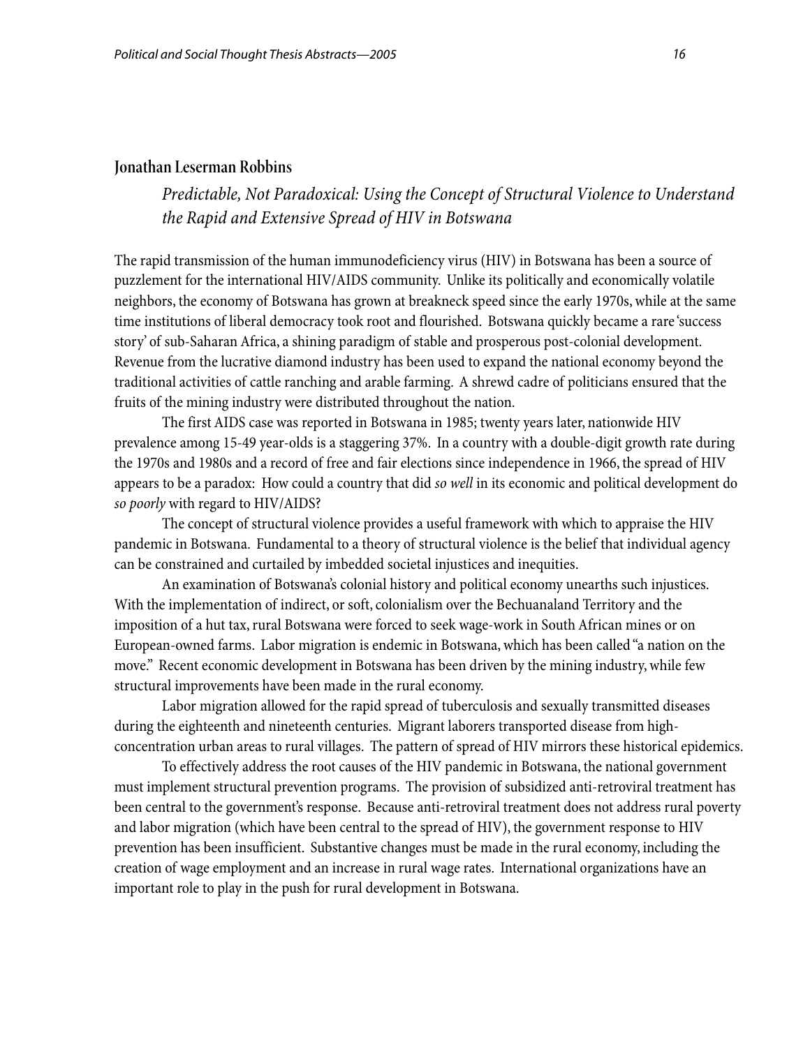## Jonathan Leserman Robbins

*Predictable, Not Paradoxical: Using the Concept of Structural Violence to Understand the Rapid and Extensive Spread of HIV in Botswana*

The rapid transmission of the human immunodeficiency virus (HIV) in Botswana has been a source of puzzlement for the international HIV/AIDS community. Unlike its politically and economically volatile neighbors, the economy of Botswana has grown at breakneck speed since the early 1970s, while at the same time institutions of liberal democracy took root and flourished. Botswana quickly became a rare 'success story' of sub-Saharan Africa, a shining paradigm of stable and prosperous post-colonial development. Revenue from the lucrative diamond industry has been used to expand the national economy beyond the traditional activities of cattle ranching and arable farming. A shrewd cadre of politicians ensured that the fruits of the mining industry were distributed throughout the nation.

The first AIDS case was reported in Botswana in 1985; twenty years later, nationwide HIV prevalence among 15-49 year-olds is a staggering 37%. In a country with a double-digit growth rate during the 1970s and 1980s and a record of free and fair elections since independence in 1966, the spread of HIV appears to be a paradox: How could a country that did *so well* in its economic and political development do *so poorly* with regard to HIV/AIDS?

The concept of structural violence provides a useful framework with which to appraise the HIV pandemic in Botswana. Fundamental to a theory of structural violence is the belief that individual agency can be constrained and curtailed by imbedded societal injustices and inequities.

An examination of Botswana's colonial history and political economy unearths such injustices. With the implementation of indirect, or soft, colonialism over the Bechuanaland Territory and the imposition of a hut tax, rural Botswana were forced to seek wage-work in South African mines or on European-owned farms. Labor migration is endemic in Botswana, which has been called "a nation on the move." Recent economic development in Botswana has been driven by the mining industry, while few structural improvements have been made in the rural economy.

Labor migration allowed for the rapid spread of tuberculosis and sexually transmitted diseases during the eighteenth and nineteenth centuries. Migrant laborers transported disease from high-concentration urban areas to rural villages. The pattern of spread of HIV mirrors these historical epidemics.

To effectively address the root causes of the HIV pandemic in Botswana, the national government must implement structural prevention programs. The provision of subsidized anti-retroviral treatment has been central to the government's response. Because anti-retroviral treatment does not address rural poverty and labor migration (which have been central to the spread of HIV), the government response to HIV prevention has been insufficient. Substantive changes must be made in the rural economy, including the creation of wage employment and an increase in rural wage rates. International organizations have an important role to play in the push for rural development in Botswana.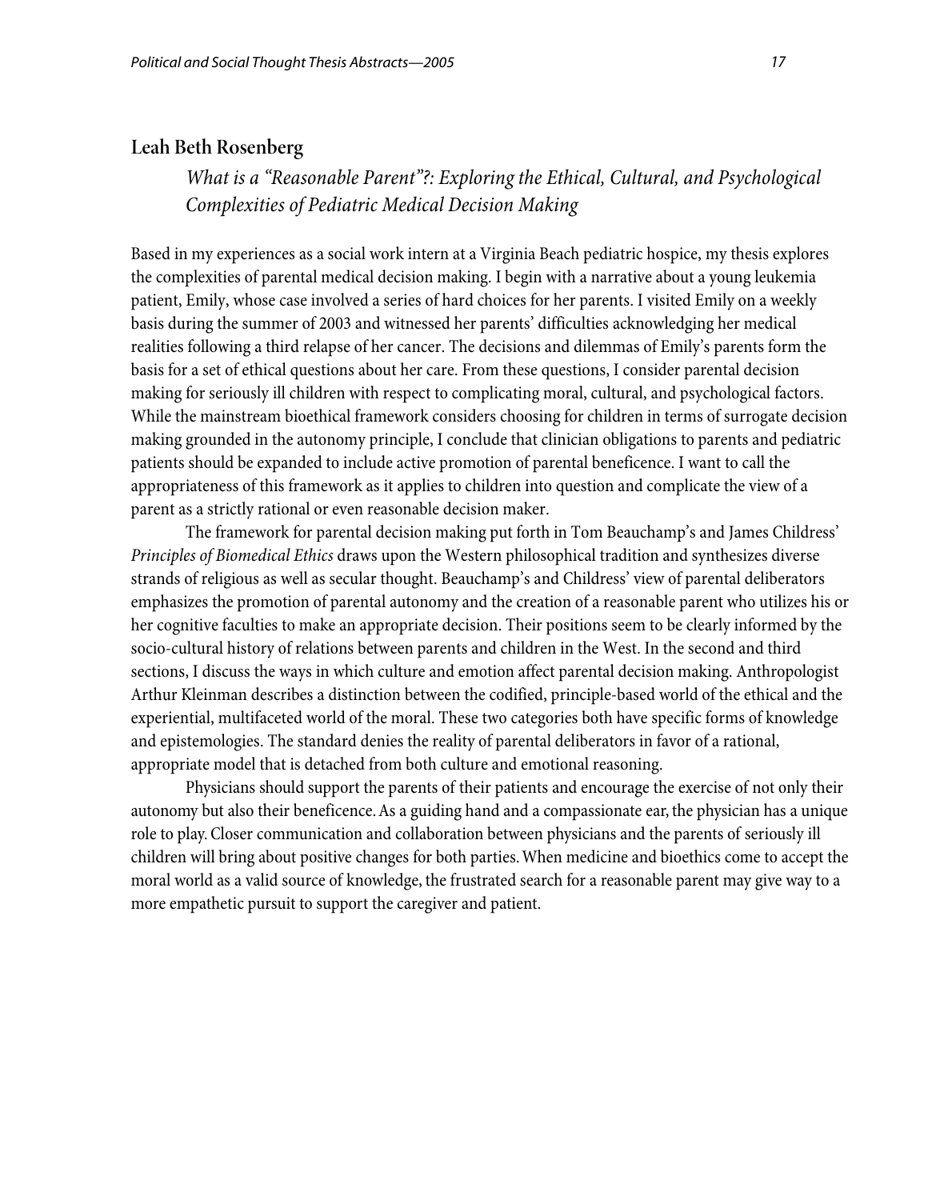## Leah Beth Rosenberg

### *What is a "Reasonable Parent"?: Exploring the Ethical, Cultural, and Psychological Complexities of Pediatric Medical Decision Making*

Based in my experiences as a social work intern at a Virginia Beach pediatric hospice, my thesis explores the complexities of parental medical decision making. I begin with a narrative about a young leukemia patient, Emily, whose case involved a series of hard choices for her parents. I visited Emily on a weekly basis during the summer of 2003 and witnessed her parents' difficulties acknowledging her medical realities following a third relapse of her cancer. The decisions and dilemmas of Emily's parents form the basis for a set of ethical questions about her care. From these questions, I consider parental decision making for seriously ill children with respect to complicating moral, cultural, and psychological factors. While the mainstream bioethical framework considers choosing for children in terms of surrogate decision making grounded in the autonomy principle, I conclude that clinician obligations to parents and pediatric patients should be expanded to include active promotion of parental beneficence. I want to call the appropriateness of this framework as it applies to children into question and complicate the view of a parent as a strictly rational or even reasonable decision maker.

The framework for parental decision making put forth in Tom Beauchamp's and James Childress' *Principles of Biomedical Ethics* draws upon the Western philosophical tradition and synthesizes diverse strands of religious as well as secular thought. Beauchamp's and Childress' view of parental deliberators emphasizes the promotion of parental autonomy and the creation of a reasonable parent who utilizes his or her cognitive faculties to make an appropriate decision. Their positions seem to be clearly informed by the socio-cultural history of relations between parents and children in the West. In the second and third sections, I discuss the ways in which culture and emotion affect parental decision making. Anthropologist Arthur Kleinman describes a distinction between the codified, principle-based world of the ethical and the experiential, multifaceted world of the moral. These two categories both have specific forms of knowledge and epistemologies. The standard denies the reality of parental deliberators in favor of a rational, appropriate model that is detached from both culture and emotional reasoning.

Physicians should support the parents of their patients and encourage the exercise of not only their autonomy but also their beneficence. As a guiding hand and a compassionate ear, the physician has a unique role to play. Closer communication and collaboration between physicians and the parents of seriously ill children will bring about positive changes for both parties. When medicine and bioethics come to accept the moral world as a valid source of knowledge, the frustrated search for a reasonable parent may give way to a more empathetic pursuit to support the caregiver and patient.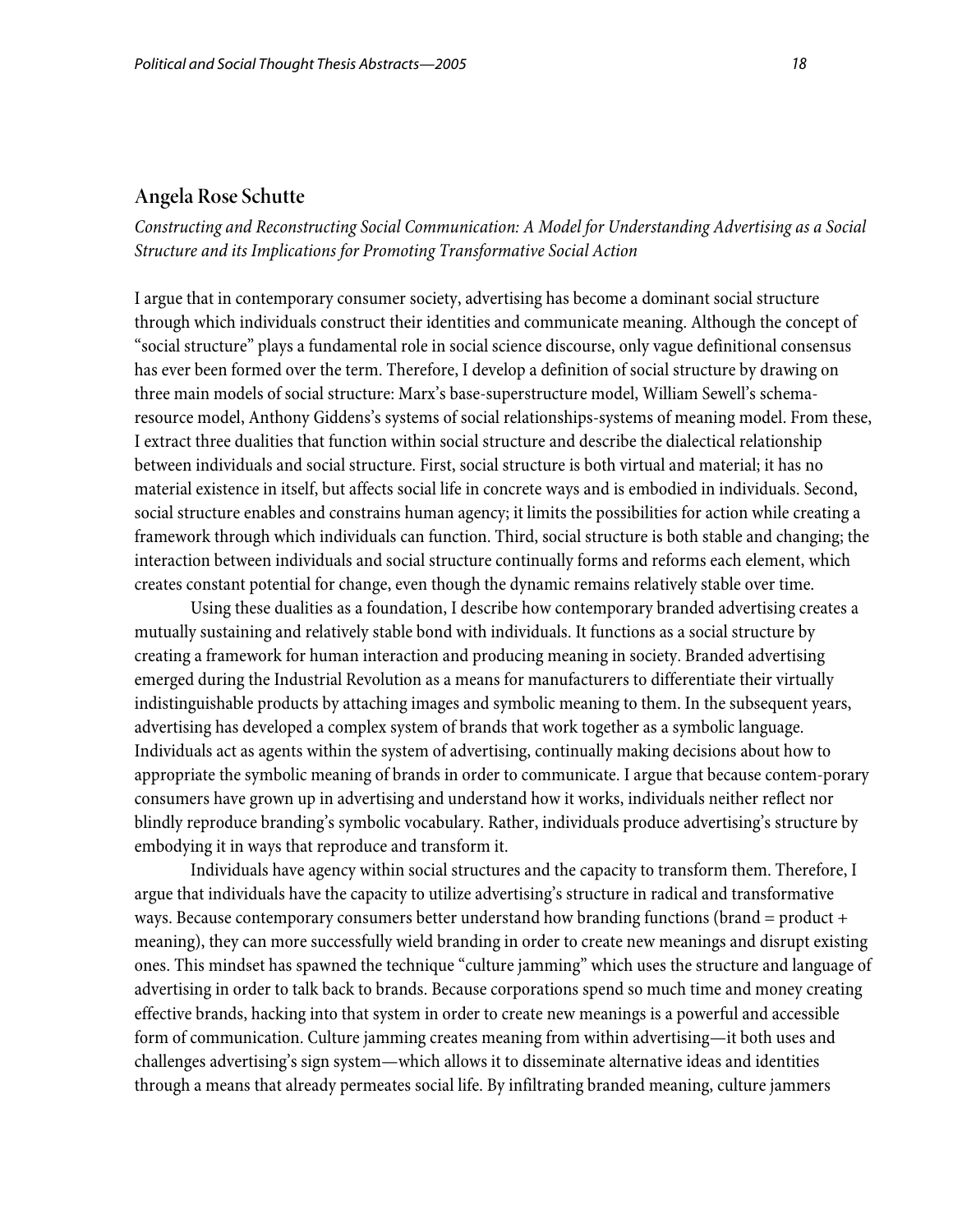## Angela Rose Schutte

*Constructing and Reconstructing Social Communication: A Model for Understanding Advertising as a Social Structure and its Implications for Promoting Transformative Social Action*

I argue that in contemporary consumer society, advertising has become a dominant social structure through which individuals construct their identities and communicate meaning. Although the concept of "social structure" plays a fundamental role in social science discourse, only vague definitional consensus has ever been formed over the term. Therefore, I develop a definition of social structure by drawing on three main models of social structure: Marx's base-superstructure model, William Sewell's schema-resource model, Anthony Giddens's systems of social relationships-systems of meaning model. From these, I extract three dualities that function within social structure and describe the dialectical relationship between individuals and social structure. First, social structure is both virtual and material; it has no material existence in itself, but affects social life in concrete ways and is embodied in individuals. Second, social structure enables and constrains human agency; it limits the possibilities for action while creating a framework through which individuals can function. Third, social structure is both stable and changing; the interaction between individuals and social structure continually forms and reforms each element, which creates constant potential for change, even though the dynamic remains relatively stable over time.

Using these dualities as a foundation, I describe how contemporary branded advertising creates a mutually sustaining and relatively stable bond with individuals. It functions as a social structure by creating a framework for human interaction and producing meaning in society. Branded advertising emerged during the Industrial Revolution as a means for manufacturers to differentiate their virtually indistinguishable products by attaching images and symbolic meaning to them. In the subsequent years, advertising has developed a complex system of brands that work together as a symbolic language. Individuals act as agents within the system of advertising, continually making decisions about how to appropriate the symbolic meaning of brands in order to communicate. I argue that because contem-porary consumers have grown up in advertising and understand how it works, individuals neither reflect nor blindly reproduce branding's symbolic vocabulary. Rather, individuals produce advertising's structure by embodying it in ways that reproduce and transform it.

Individuals have agency within social structures and the capacity to transform them. Therefore, I argue that individuals have the capacity to utilize advertising's structure in radical and transformative ways. Because contemporary consumers better understand how branding functions (brand = product + meaning), they can more successfully wield branding in order to create new meanings and disrupt existing ones. This mindset has spawned the technique "culture jamming" which uses the structure and language of advertising in order to talk back to brands. Because corporations spend so much time and money creating effective brands, hacking into that system in order to create new meanings is a powerful and accessible form of communication. Culture jamming creates meaning from within advertising—it both uses and challenges advertising's sign system—which allows it to disseminate alternative ideas and identities through a means that already permeates social life. By infiltrating branded meaning, culture jammers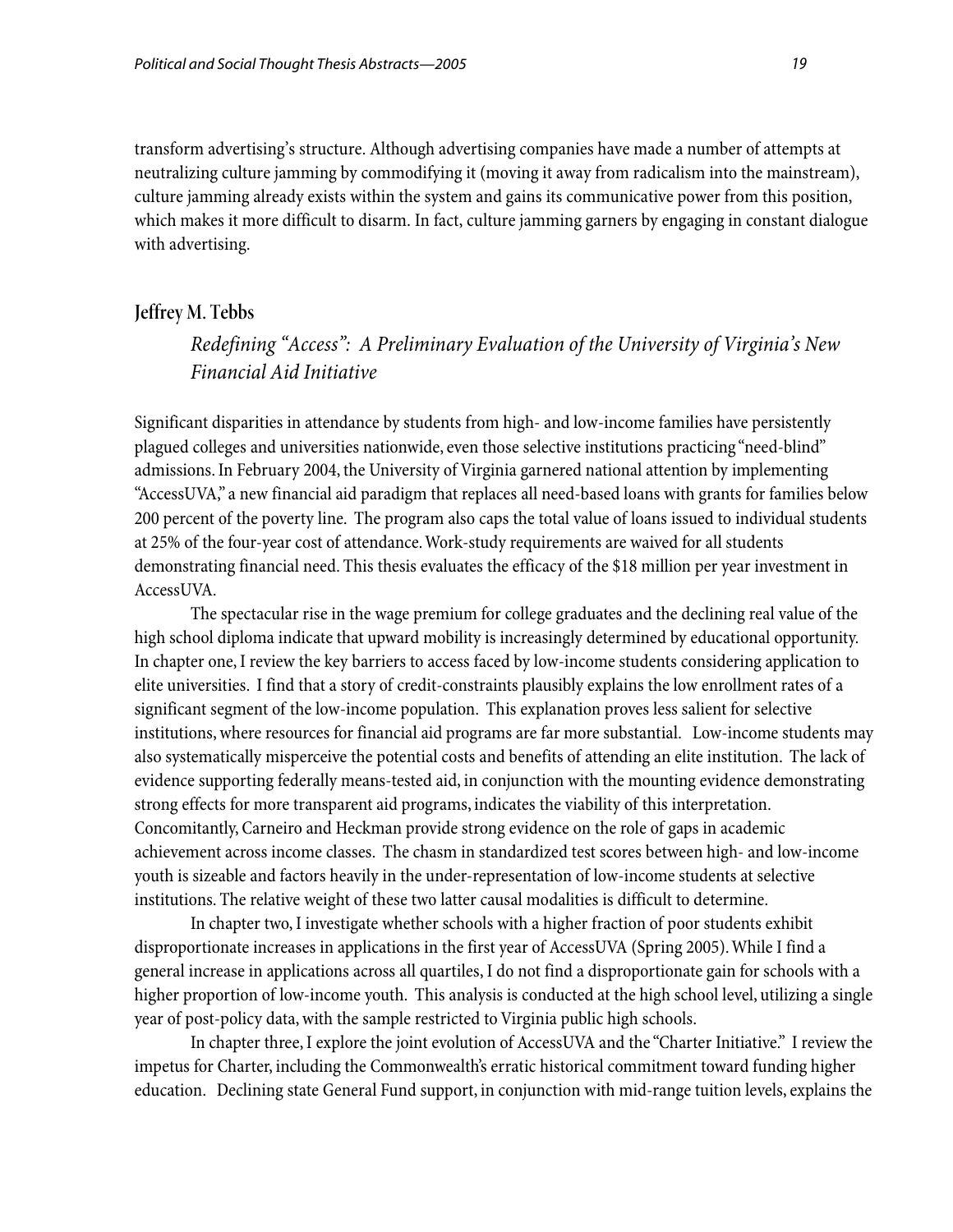transform advertising's structure. Although advertising companies have made a number of attempts at neutralizing culture jamming by commodifying it (moving it away from radicalism into the mainstream), culture jamming already exists within the system and gains its communicative power from this position, which makes it more difficult to disarm. In fact, culture jamming garners by engaging in constant dialogue with advertising.

## Jeffrey M. Tebbs

### *Redefining "Access": A Preliminary Evaluation of the University of Virginia's New Financial Aid Initiative*

Significant disparities in attendance by students from high- and low-income families have persistently plagued colleges and universities nationwide, even those selective institutions practicing "need-blind" admissions. In February 2004, the University of Virginia garnered national attention by implementing "AccessUVA," a new financial aid paradigm that replaces all need-based loans with grants for families below 200 percent of the poverty line. The program also caps the total value of loans issued to individual students at 25% of the four-year cost of attendance. Work-study requirements are waived for all students demonstrating financial need. This thesis evaluates the efficacy of the $18 million per year investment in AccessUVA.

The spectacular rise in the wage premium for college graduates and the declining real value of the high school diploma indicate that upward mobility is increasingly determined by educational opportunity. In chapter one, I review the key barriers to access faced by low-income students considering application to elite universities. I find that a story of credit-constraints plausibly explains the low enrollment rates of a significant segment of the low-income population. This explanation proves less salient for selective institutions, where resources for financial aid programs are far more substantial. Low-income students may also systematically misperceive the potential costs and benefits of attending an elite institution. The lack of evidence supporting federally means-tested aid, in conjunction with the mounting evidence demonstrating strong effects for more transparent aid programs, indicates the viability of this interpretation. Concomitantly, Carneiro and Heckman provide strong evidence on the role of gaps in academic achievement across income classes. The chasm in standardized test scores between high- and low-income youth is sizeable and factors heavily in the under-representation of low-income students at selective institutions. The relative weight of these two latter causal modalities is difficult to determine.

In chapter two, I investigate whether schools with a higher fraction of poor students exhibit disproportionate increases in applications in the first year of AccessUVA (Spring 2005). While I find a general increase in applications across all quartiles, I do not find a disproportionate gain for schools with a higher proportion of low-income youth. This analysis is conducted at the high school level, utilizing a single year of post-policy data, with the sample restricted to Virginia public high schools.

In chapter three, I explore the joint evolution of AccessUVA and the "Charter Initiative." I review the impetus for Charter, including the Commonwealth's erratic historical commitment toward funding higher education. Declining state General Fund support, in conjunction with mid-range tuition levels, explains the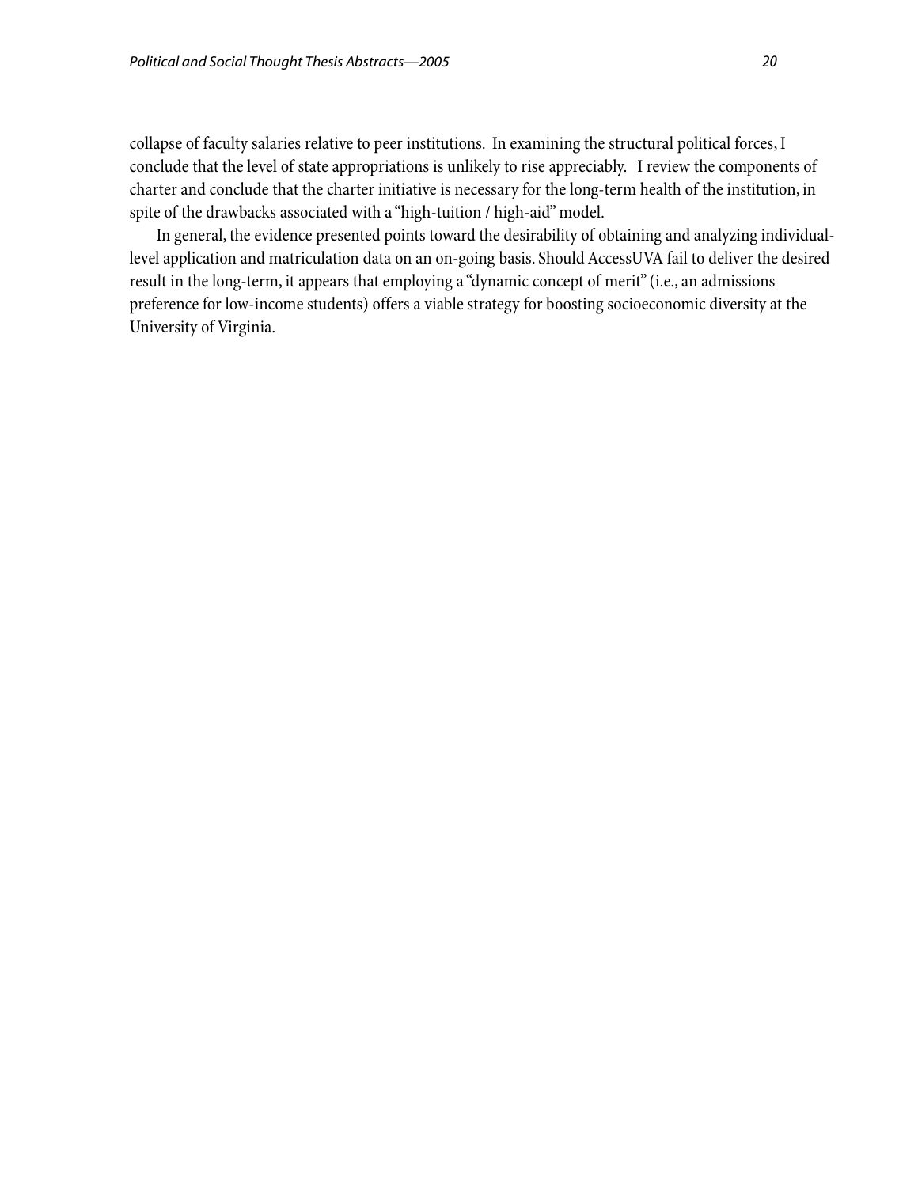collapse of faculty salaries relative to peer institutions. In examining the structural political forces, I conclude that the level of state appropriations is unlikely to rise appreciably. I review the components of charter and conclude that the charter initiative is necessary for the long-term health of the institution, in spite of the drawbacks associated with a "high-tuition / high-aid" model.

In general, the evidence presented points toward the desirability of obtaining and analyzing individual-level application and matriculation data on an on-going basis. Should AccessUVA fail to deliver the desired result in the long-term, it appears that employing a "dynamic concept of merit" (i.e., an admissions preference for low-income students) offers a viable strategy for boosting socioeconomic diversity at the University of Virginia.